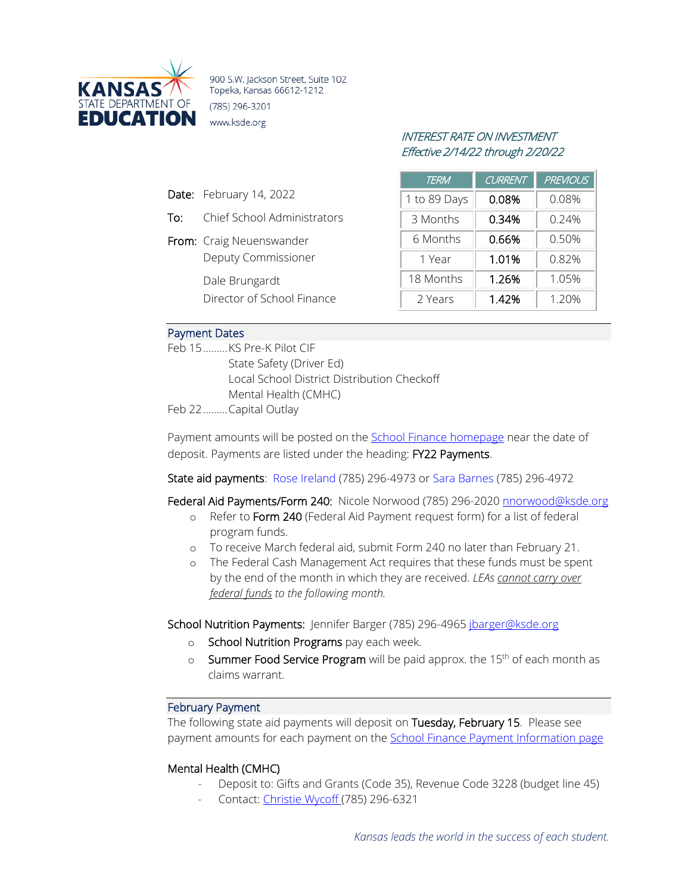**KANSAS STATE DEPARTMENT OF EDUCATION**

900 S.W. Jackson Street, Suite 102
Topeka, Kansas 66612-1212
(785) 296-3201
www.ksde.org

*INTEREST RATE ON INVESTMENT*
*Effective 2/14/22 through 2/20/22*

| TERM | CURRENT | PREVIOUS |
|---|---|---|
| 1 to 89 Days | **0.08%** | 0.08% |
| 3 Months | **0.34%** | 0.24% |
| 6 Months | **0.66%** | 0.50% |
| 1 Year | **1.01%** | 0.82% |
| 18 Months | **1.26%** | 1.05% |
| 2 Years | **1.42%** | 1.20% |

**Date:** February 14, 2022

**To:** Chief School Administrators

**From:** Craig Neuenswander
Deputy Commissioner

Dale Brungardt
Director of School Finance

## Payment Dates

Feb 15.........KS Pre-K Pilot CIF
State Safety (Driver Ed)
Local School District Distribution Checkoff
Mental Health (CMHC)

Feb 22.........Capital Outlay

Payment amounts will be posted on the School Finance homepage near the date of deposit. Payments are listed under the heading: **FY22 Payments**.

**State aid payments**: Rose Ireland (785) 296-4973 or Sara Barnes (785) 296-4972

**Federal Aid Payments/Form 240:** Nicole Norwood (785) 296-2020 nnorwood@ksde.org

- Refer to **Form 240** (Federal Aid Payment request form) for a list of federal program funds.
- To receive March federal aid, submit Form 240 no later than February 21.
- The Federal Cash Management Act requires that these funds must be spent by the end of the month in which they are received. *LEAs cannot carry over federal funds to the following month.*

**School Nutrition Payments:** Jennifer Barger (785) 296-4965 jbarger@ksde.org

- **School Nutrition Programs** pay each week.
- **Summer Food Service Program** will be paid approx. the 15th of each month as claims warrant.

## February Payment

The following state aid payments will deposit on **Tuesday, February 15**. Please see payment amounts for each payment on the School Finance Payment Information page

### Mental Health (CMHC)

- Deposit to: Gifts and Grants (Code 35), Revenue Code 3228 (budget line 45)
- Contact: Christie Wycoff (785) 296-6321

*Kansas leads the world in the success of each student.*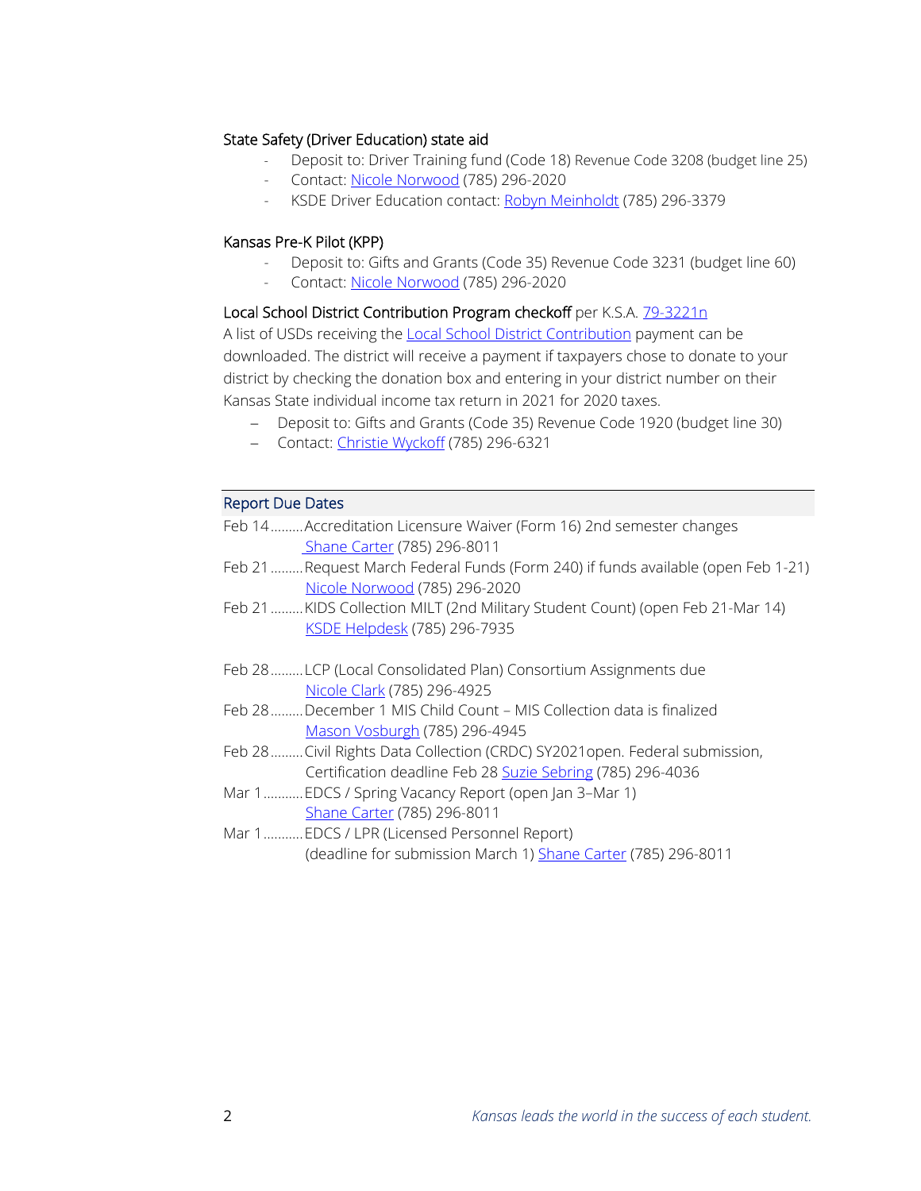### State Safety (Driver Education) state aid

- Deposit to: Driver Training fund (Code 18) Revenue Code 3208 (budget line 25)
- Contact: Nicole Norwood (785) 296-2020
- KSDE Driver Education contact: Robyn Meinholdt (785) 296-3379

### Kansas Pre-K Pilot (KPP)

- Deposit to: Gifts and Grants (Code 35) Revenue Code 3231 (budget line 60)
- Contact: Nicole Norwood (785) 296-2020

### Local School District Contribution Program checkoff per K.S.A. 79-3221n

A list of USDs receiving the Local School District Contribution payment can be downloaded. The district will receive a payment if taxpayers chose to donate to your district by checking the donation box and entering in your district number on their Kansas State individual income tax return in 2021 for 2020 taxes.

- Deposit to: Gifts and Grants (Code 35) Revenue Code 1920 (budget line 30)
- Contact: Christie Wyckoff (785) 296-6321

## Report Due Dates

Feb 14.........Accreditation Licensure Waiver (Form 16) 2nd semester changes
Shane Carter (785) 296-8011

Feb 21.........Request March Federal Funds (Form 240) if funds available (open Feb 1-21)
Nicole Norwood (785) 296-2020

Feb 21.........KIDS Collection MILT (2nd Military Student Count) (open Feb 21-Mar 14)
KSDE Helpdesk (785) 296-7935

Feb 28.........LCP (Local Consolidated Plan) Consortium Assignments due
Nicole Clark (785) 296-4925

Feb 28.........December 1 MIS Child Count – MIS Collection data is finalized
Mason Vosburgh (785) 296-4945

Feb 28.........Civil Rights Data Collection (CRDC) SY2021open. Federal submission,
Certification deadline Feb 28 Suzie Sebring (785) 296-4036

Mar 1...........EDCS / Spring Vacancy Report (open Jan 3–Mar 1)
Shane Carter (785) 296-8011

Mar 1...........EDCS / LPR (Licensed Personnel Report)
(deadline for submission March 1) Shane Carter (785) 296-8011